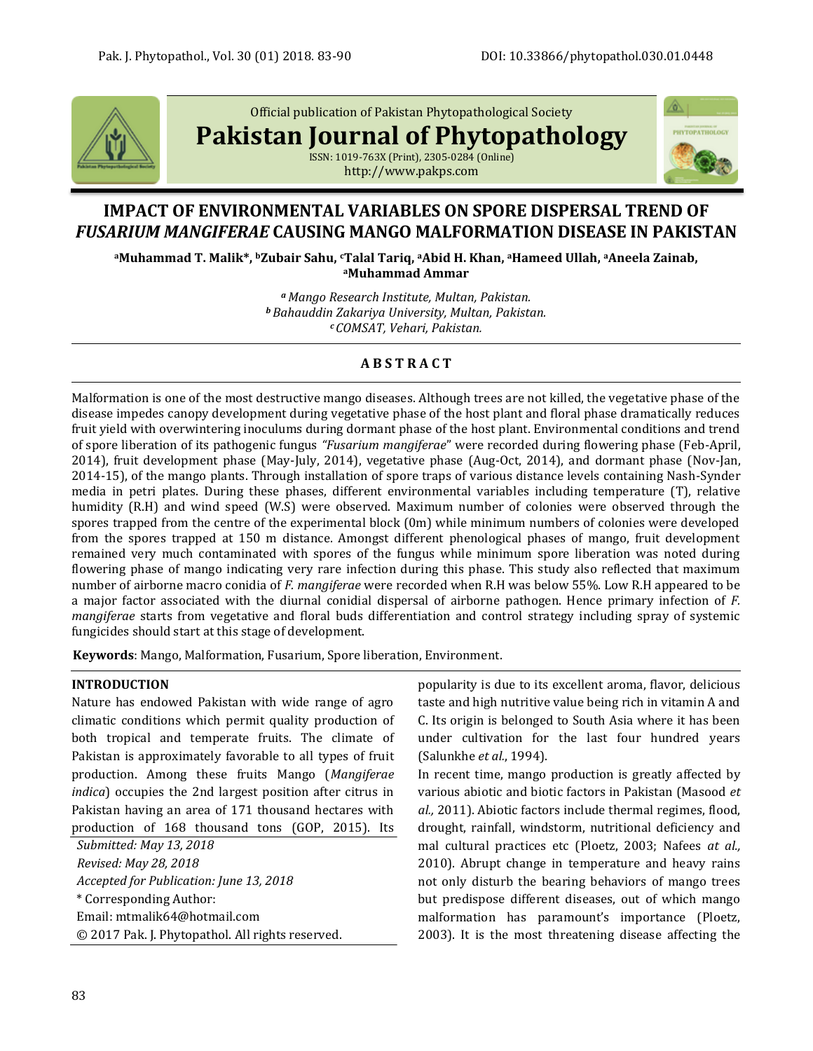Official publication of Pakistan Phytopathological Society

**Pakistan Journal of Phytopathology**

ISSN: 1019-763X (Print), 2305-0284 (Online)
http://www.pakps.com

# IMPACT OF ENVIRONMENTAL VARIABLES ON SPORE DISPERSAL TREND OF *FUSARIUM MANGIFERAE* CAUSING MANGO MALFORMATION DISEASE IN PAKISTAN

**[a]Muhammad T. Malik\*, [b]Zubair Sahu, [c]Talal Tariq, [a]Abid H. Khan, [a]Hameed Ullah, [a]Aneela Zainab, [a]Muhammad Ammar**

*[a] Mango Research Institute, Multan, Pakistan.*
*[b] Bahauddin Zakariya University, Multan, Pakistan.*
*[c] COMSAT, Vehari, Pakistan.*

## ABSTRACT

Malformation is one of the most destructive mango diseases. Although trees are not killed, the vegetative phase of the disease impedes canopy development during vegetative phase of the host plant and floral phase dramatically reduces fruit yield with overwintering inoculums during dormant phase of the host plant. Environmental conditions and trend of spore liberation of its pathogenic fungus *"Fusarium mangiferae"* were recorded during flowering phase (Feb-April, 2014), fruit development phase (May-July, 2014), vegetative phase (Aug-Oct, 2014), and dormant phase (Nov-Jan, 2014-15), of the mango plants. Through installation of spore traps of various distance levels containing Nash-Synder media in petri plates. During these phases, different environmental variables including temperature (T), relative humidity (R.H) and wind speed (W.S) were observed. Maximum number of colonies were observed through the spores trapped from the centre of the experimental block (0m) while minimum numbers of colonies were developed from the spores trapped at 150 m distance. Amongst different phenological phases of mango, fruit development remained very much contaminated with spores of the fungus while minimum spore liberation was noted during flowering phase of mango indicating very rare infection during this phase. This study also reflected that maximum number of airborne macro conidia of *F. mangiferae* were recorded when R.H was below 55%. Low R.H appeared to be a major factor associated with the diurnal conidial dispersal of airborne pathogen. Hence primary infection of *F. mangiferae* starts from vegetative and floral buds differentiation and control strategy including spray of systemic fungicides should start at this stage of development.

**Keywords**: Mango, Malformation, Fusarium, Spore liberation, Environment.

## INTRODUCTION

Nature has endowed Pakistan with wide range of agro climatic conditions which permit quality production of both tropical and temperate fruits. The climate of Pakistan is approximately favorable to all types of fruit production. Among these fruits Mango (*Mangiferae indica*) occupies the 2nd largest position after citrus in Pakistan having an area of 171 thousand hectares with production of 168 thousand tons (GOP, 2015). Its popularity is due to its excellent aroma, flavor, delicious taste and high nutritive value being rich in vitamin A and C. Its origin is belonged to South Asia where it has been under cultivation for the last four hundred years (Salunkhe *et al.*, 1994).

In recent time, mango production is greatly affected by various abiotic and biotic factors in Pakistan (Masood *et al.,* 2011). Abiotic factors include thermal regimes, flood, drought, rainfall, windstorm, nutritional deficiency and mal cultural practices etc (Ploetz, 2003; Nafees *at al.,* 2010). Abrupt change in temperature and heavy rains not only disturb the bearing behaviors of mango trees but predispose different diseases, out of which mango malformation has paramount's importance (Ploetz, 2003). It is the most threatening disease affecting the

*Submitted: May 13, 2018*
*Revised: May 28, 2018*
*Accepted for Publication: June 13, 2018*
\* Corresponding Author:
Email: mtmalik64@hotmail.com
© 2017 Pak. J. Phytopathol. All rights reserved.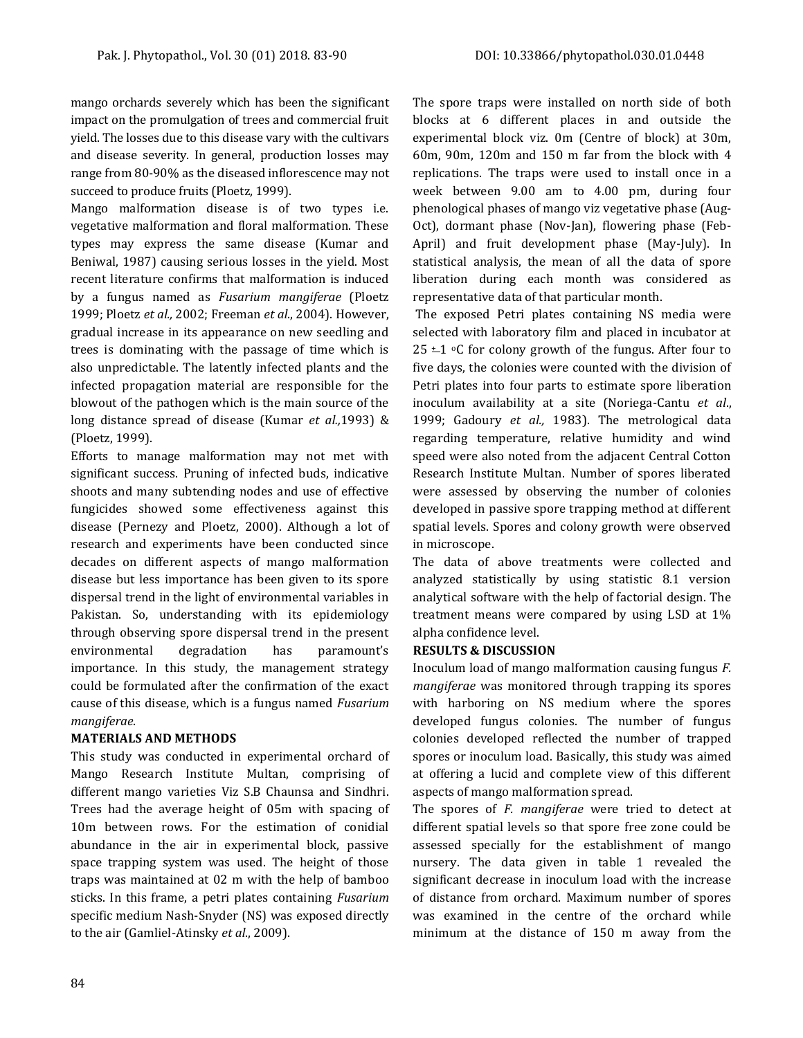mango orchards severely which has been the significant impact on the promulgation of trees and commercial fruit yield. The losses due to this disease vary with the cultivars and disease severity. In general, production losses may range from 80-90% as the diseased inflorescence may not succeed to produce fruits (Ploetz, 1999).

Mango malformation disease is of two types i.e. vegetative malformation and floral malformation. These types may express the same disease (Kumar and Beniwal, 1987) causing serious losses in the yield. Most recent literature confirms that malformation is induced by a fungus named as *Fusarium mangiferae* (Ploetz 1999; Ploetz *et al.,* 2002; Freeman *et al*., 2004). However, gradual increase in its appearance on new seedling and trees is dominating with the passage of time which is also unpredictable. The latently infected plants and the infected propagation material are responsible for the blowout of the pathogen which is the main source of the long distance spread of disease (Kumar *et al.,*1993) & (Ploetz, 1999).

Efforts to manage malformation may not met with significant success. Pruning of infected buds, indicative shoots and many subtending nodes and use of effective fungicides showed some effectiveness against this disease (Pernezy and Ploetz, 2000). Although a lot of research and experiments have been conducted since decades on different aspects of mango malformation disease but less importance has been given to its spore dispersal trend in the light of environmental variables in Pakistan. So, understanding with its epidemiology through observing spore dispersal trend in the present environmental degradation has paramount's importance. In this study, the management strategy could be formulated after the confirmation of the exact cause of this disease, which is a fungus named *Fusarium mangiferae*.

## MATERIALS AND METHODS

This study was conducted in experimental orchard of Mango Research Institute Multan, comprising of different mango varieties Viz S.B Chaunsa and Sindhri. Trees had the average height of 05m with spacing of 10m between rows. For the estimation of conidial abundance in the air in experimental block, passive space trapping system was used. The height of those traps was maintained at 02 m with the help of bamboo sticks. In this frame, a petri plates containing *Fusarium* specific medium Nash-Snyder (NS) was exposed directly to the air (Gamliel-Atinsky *et al*., 2009).

The spore traps were installed on north side of both blocks at 6 different places in and outside the experimental block viz. 0m (Centre of block) at 30m, 60m, 90m, 120m and 150 m far from the block with 4 replications. The traps were used to install once in a week between 9.00 am to 4.00 pm, during four phenological phases of mango viz vegetative phase (Aug-Oct), dormant phase (Nov-Jan), flowering phase (Feb-April) and fruit development phase (May-July). In statistical analysis, the mean of all the data of spore liberation during each month was considered as representative data of that particular month.

The exposed Petri plates containing NS media were selected with laboratory film and placed in incubator at 25 ±1 °C for colony growth of the fungus. After four to five days, the colonies were counted with the division of Petri plates into four parts to estimate spore liberation inoculum availability at a site (Noriega-Cantu *et al*., 1999; Gadoury *et al.,* 1983). The metrological data regarding temperature, relative humidity and wind speed were also noted from the adjacent Central Cotton Research Institute Multan. Number of spores liberated were assessed by observing the number of colonies developed in passive spore trapping method at different spatial levels. Spores and colony growth were observed in microscope.

The data of above treatments were collected and analyzed statistically by using statistic 8.1 version analytical software with the help of factorial design. The treatment means were compared by using LSD at 1% alpha confidence level.

## RESULTS & DISCUSSION

Inoculum load of mango malformation causing fungus *F. mangiferae* was monitored through trapping its spores with harboring on NS medium where the spores developed fungus colonies. The number of fungus colonies developed reflected the number of trapped spores or inoculum load. Basically, this study was aimed at offering a lucid and complete view of this different aspects of mango malformation spread.

The spores of *F. mangiferae* were tried to detect at different spatial levels so that spore free zone could be assessed specially for the establishment of mango nursery. The data given in table 1 revealed the significant decrease in inoculum load with the increase of distance from orchard. Maximum number of spores was examined in the centre of the orchard while minimum at the distance of 150 m away from the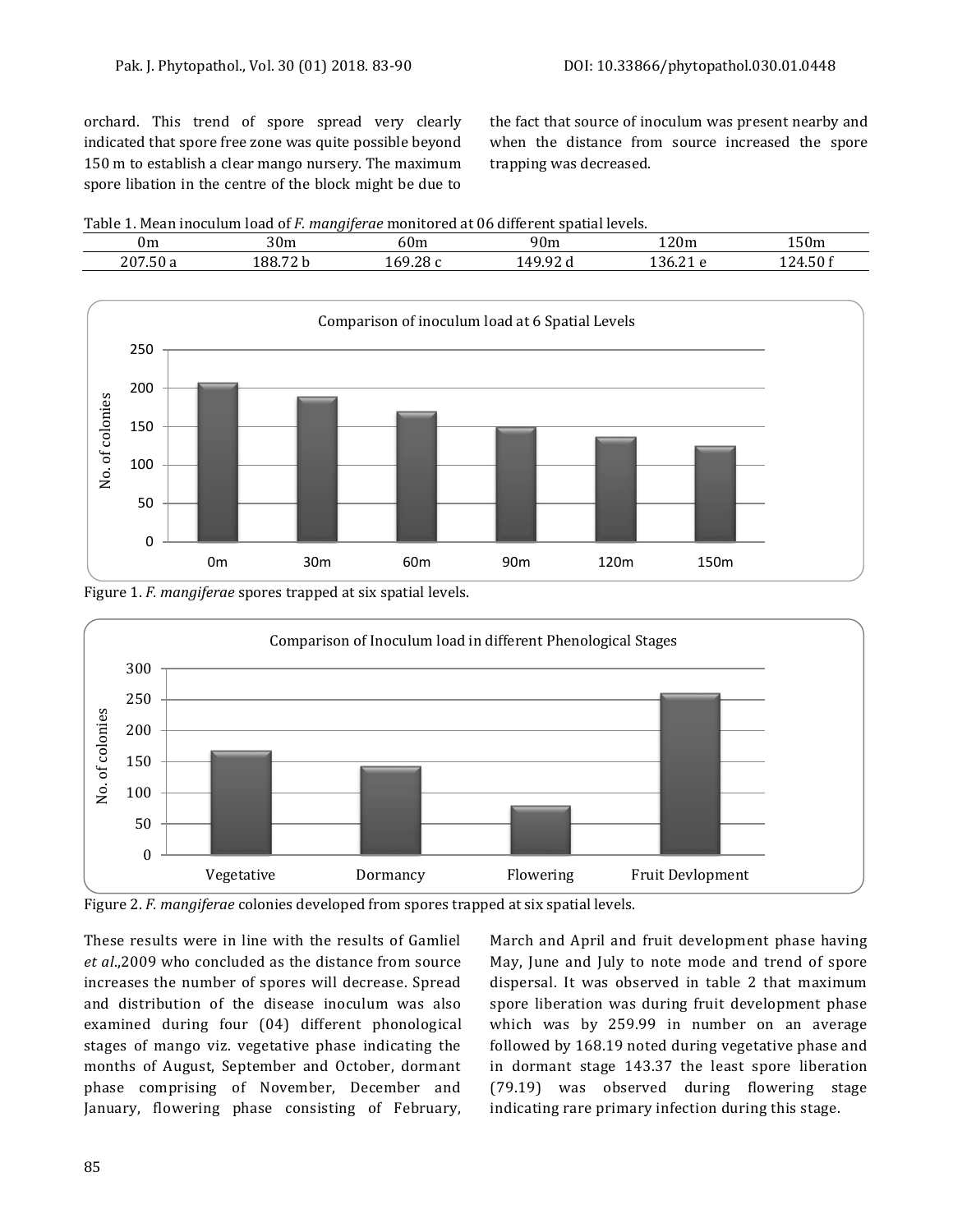orchard. This trend of spore spread very clearly indicated that spore free zone was quite possible beyond 150 m to establish a clear mango nursery. The maximum spore libation in the centre of the block might be due to the fact that source of inoculum was present nearby and when the distance from source increased the spore trapping was decreased.

Table 1. Mean inoculum load of *F. mangiferae* monitored at 06 different spatial levels.

| 0m | 30m | 60m | 90m | 120m | 150m |
|---|---|---|---|---|---|
| 207.50 a | 188.72 b | 169.28 c | 149.92 d | 136.21 e | 124.50 f |

Figure 1. *F. mangiferae* spores trapped at six spatial levels.

Figure 2. *F. mangiferae* colonies developed from spores trapped at six spatial levels.

These results were in line with the results of Gamliel *et al*.,2009 who concluded as the distance from source increases the number of spores will decrease. Spread and distribution of the disease inoculum was also examined during four (04) different phonological stages of mango viz. vegetative phase indicating the months of August, September and October, dormant phase comprising of November, December and January, flowering phase consisting of February, March and April and fruit development phase having May, June and July to note mode and trend of spore dispersal. It was observed in table 2 that maximum spore liberation was during fruit development phase which was by 259.99 in number on an average followed by 168.19 noted during vegetative phase and in dormant stage 143.37 the least spore liberation (79.19) was observed during flowering stage indicating rare primary infection during this stage.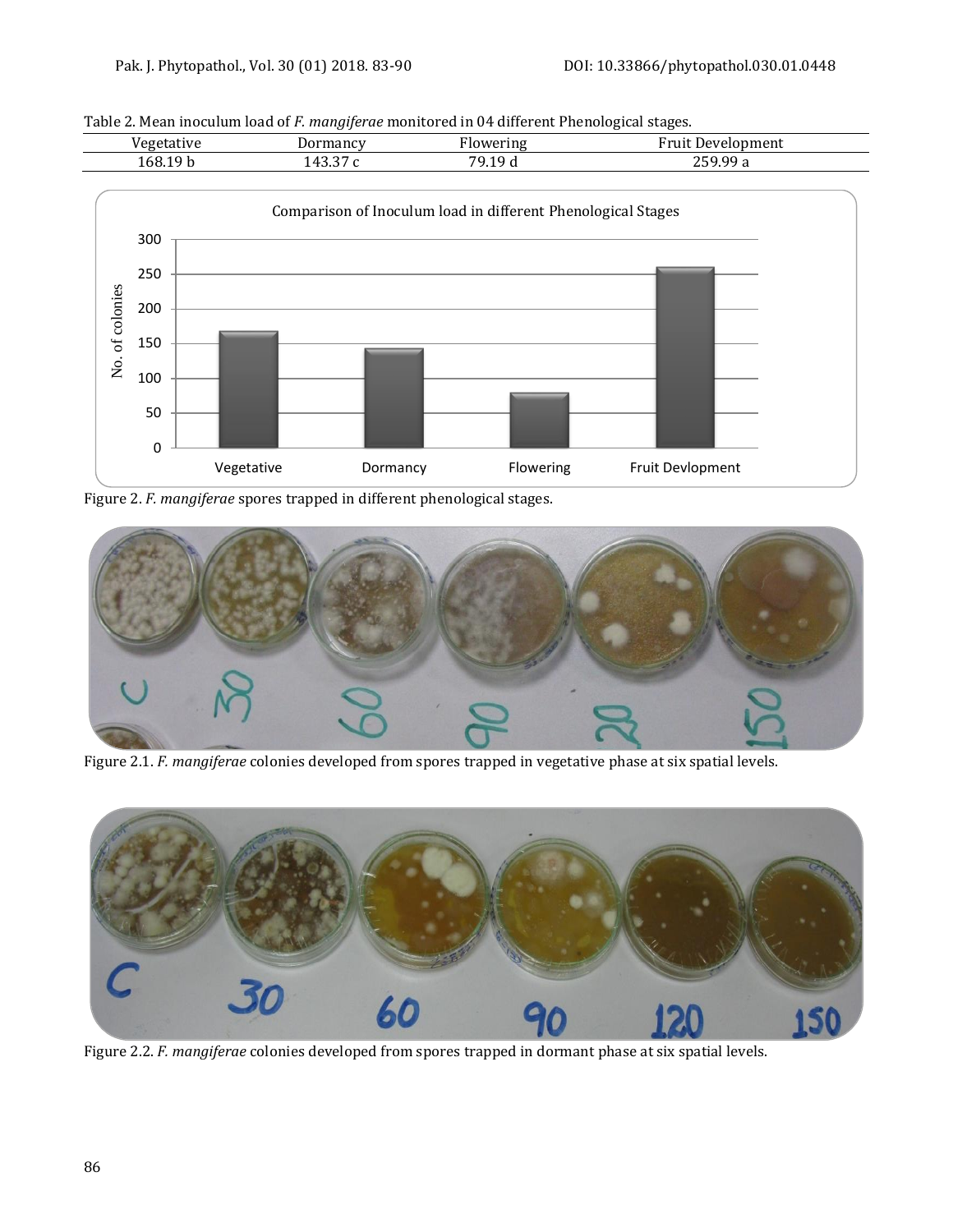Table 2. Mean inoculum load of *F. mangiferae* monitored in 04 different Phenological stages.

| Vegetative | Dormancy | Flowering | Fruit Development |
|---|---|---|---|
| 168.19 b | 143.37 c | 79.19 d | 259.99 a |

Figure 2. *F. mangiferae* spores trapped in different phenological stages.

Figure 2.1. *F. mangiferae* colonies developed from spores trapped in vegetative phase at six spatial levels.

Figure 2.2. *F. mangiferae* colonies developed from spores trapped in dormant phase at six spatial levels.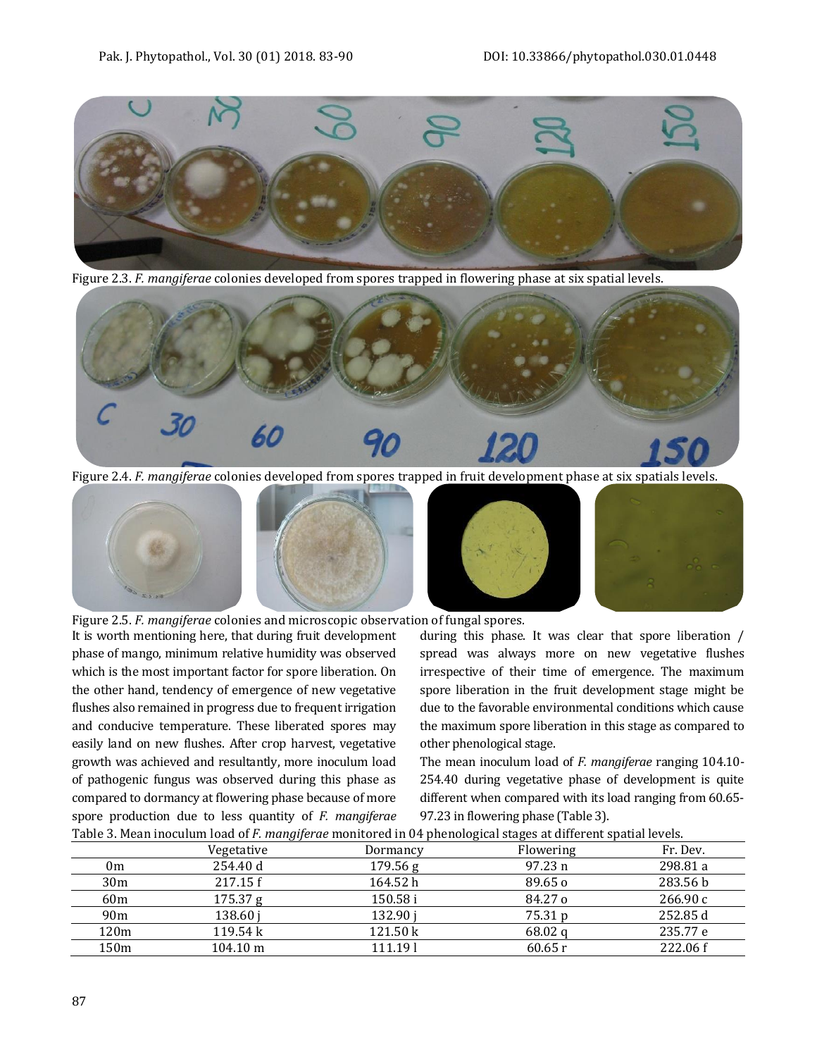Figure 2.3. *F. mangiferae* colonies developed from spores trapped in flowering phase at six spatial levels.

Figure 2.4. *F. mangiferae* colonies developed from spores trapped in fruit development phase at six spatials levels.

Figure 2.5. *F. mangiferae* colonies and microscopic observation of fungal spores.

It is worth mentioning here, that during fruit development phase of mango, minimum relative humidity was observed which is the most important factor for spore liberation. On the other hand, tendency of emergence of new vegetative flushes also remained in progress due to frequent irrigation and conducive temperature. These liberated spores may easily land on new flushes. After crop harvest, vegetative growth was achieved and resultantly, more inoculum load of pathogenic fungus was observed during this phase as compared to dormancy at flowering phase because of more spore production due to less quantity of *F. mangiferae* during this phase. It was clear that spore liberation / spread was always more on new vegetative flushes irrespective of their time of emergence. The maximum spore liberation in the fruit development stage might be due to the favorable environmental conditions which cause the maximum spore liberation in this stage as compared to other phenological stage.

The mean inoculum load of *F. mangiferae* ranging 104.10-254.40 during vegetative phase of development is quite different when compared with its load ranging from 60.65-97.23 in flowering phase (Table 3).

Table 3. Mean inoculum load of *F. mangiferae* monitored in 04 phenological stages at different spatial levels.

| | Vegetative | Dormancy | Flowering | Fr. Dev. |
|---|---|---|---|---|
| 0m | 254.40 d | 179.56 g | 97.23 n | 298.81 a |
| 30m | 217.15 f | 164.52 h | 89.65 o | 283.56 b |
| 60m | 175.37 g | 150.58 i | 84.27 o | 266.90 c |
| 90m | 138.60 j | 132.90 j | 75.31 p | 252.85 d |
| 120m | 119.54 k | 121.50 k | 68.02 q | 235.77 e |
| 150m | 104.10 m | 111.19 l | 60.65 r | 222.06 f |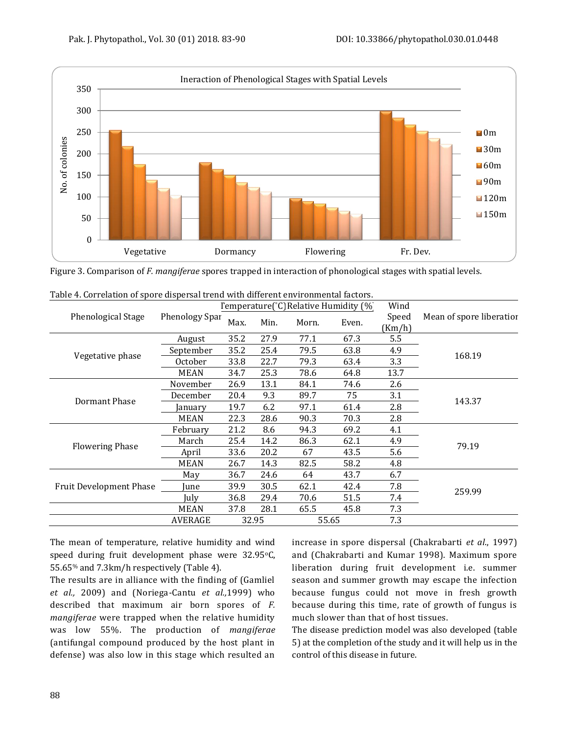Figure 3. Comparison of *F. mangiferae* spores trapped in interaction of phonological stages with spatial levels.

Table 4. Correlation of spore dispersal trend with different environmental factors.

| Phenological Stage | Phenology Span | Temperature(°C) | | Relative Humidity (%) | | Wind Speed (Km/h) | Mean of spore liberation |
|---|---|---|---|---|---|---|---|
| | | Max. | Min. | Morn. | Even. | | |
| Vegetative phase | August | 35.2 | 27.9 | 77.1 | 67.3 | 5.5 | 168.19 |
| | September | 35.2 | 25.4 | 79.5 | 63.8 | 4.9 | |
| | October | 33.8 | 22.7 | 79.3 | 63.4 | 3.3 | |
| | MEAN | 34.7 | 25.3 | 78.6 | 64.8 | 13.7 | |
| Dormant Phase | November | 26.9 | 13.1 | 84.1 | 74.6 | 2.6 | 143.37 |
| | December | 20.4 | 9.3 | 89.7 | 75 | 3.1 | |
| | January | 19.7 | 6.2 | 97.1 | 61.4 | 2.8 | |
| | MEAN | 22.3 | 28.6 | 90.3 | 70.3 | 2.8 | |
| Flowering Phase | February | 21.2 | 8.6 | 94.3 | 69.2 | 4.1 | 79.19 |
| | March | 25.4 | 14.2 | 86.3 | 62.1 | 4.9 | |
| | April | 33.6 | 20.2 | 67 | 43.5 | 5.6 | |
| | MEAN | 26.7 | 14.3 | 82.5 | 58.2 | 4.8 | |
| Fruit Development Phase | May | 36.7 | 24.6 | 64 | 43.7 | 6.7 | 259.99 |
| | June | 39.9 | 30.5 | 62.1 | 42.4 | 7.8 | |
| | July | 36.8 | 29.4 | 70.6 | 51.5 | 7.4 | |
| | MEAN | 37.8 | 28.1 | 65.5 | 45.8 | 7.3 | |
| | AVERAGE | 32.95 | | 55.65 | | 7.3 | |

The mean of temperature, relative humidity and wind speed during fruit development phase were 32.95°C, 55.65% and 7.3km/h respectively (Table 4).

The results are in alliance with the finding of (Gamliel *et al.,* 2009) and (Noriega-Cantu *et al.,*1999) who described that maximum air born spores of *F. mangiferae* were trapped when the relative humidity was low 55%. The production of *mangiferae* (antifungal compound produced by the host plant in defense) was also low in this stage which resulted an increase in spore dispersal (Chakrabarti *et al*., 1997) and (Chakrabarti and Kumar 1998). Maximum spore liberation during fruit development i.e. summer season and summer growth may escape the infection because fungus could not move in fresh growth because during this time, rate of growth of fungus is much slower than that of host tissues.

The disease prediction model was also developed (table 5) at the completion of the study and it will help us in the control of this disease in future.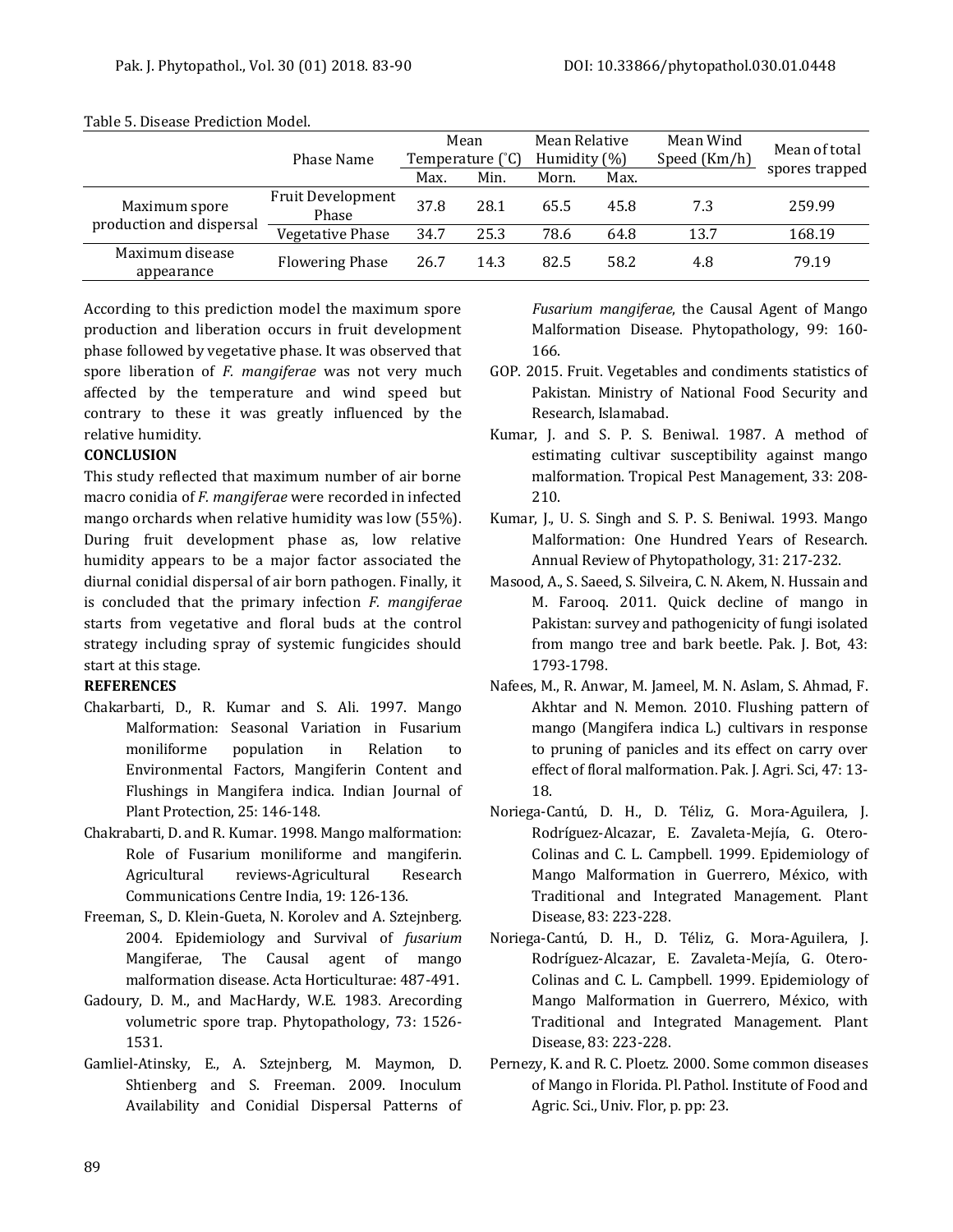Table 5. Disease Prediction Model.

| | Phase Name | Mean Temperature (°C) | | Mean Relative Humidity (%) | | Mean Wind Speed (Km/h) | Mean of total spores trapped |
|---|---|---|---|---|---|---|---|
| | | Max. | Min. | Morn. | Max. | | |
| Maximum spore production and dispersal | Fruit Development Phase | 37.8 | 28.1 | 65.5 | 45.8 | 7.3 | 259.99 |
| | Vegetative Phase | 34.7 | 25.3 | 78.6 | 64.8 | 13.7 | 168.19 |
| Maximum disease appearance | Flowering Phase | 26.7 | 14.3 | 82.5 | 58.2 | 4.8 | 79.19 |

According to this prediction model the maximum spore production and liberation occurs in fruit development phase followed by vegetative phase. It was observed that spore liberation of *F. mangiferae* was not very much affected by the temperature and wind speed but contrary to these it was greatly influenced by the relative humidity.

**CONCLUSION**

This study reflected that maximum number of air borne macro conidia of *F. mangiferae* were recorded in infected mango orchards when relative humidity was low (55%). During fruit development phase as, low relative humidity appears to be a major factor associated the diurnal conidial dispersal of air born pathogen. Finally, it is concluded that the primary infection *F. mangiferae* starts from vegetative and floral buds at the control strategy including spray of systemic fungicides should start at this stage.

**REFERENCES**

Chakarbarti, D., R. Kumar and S. Ali. 1997. Mango Malformation: Seasonal Variation in Fusarium moniliforme population in Relation to Environmental Factors, Mangiferin Content and Flushings in Mangifera indica. Indian Journal of Plant Protection, 25: 146-148.

Chakrabarti, D. and R. Kumar. 1998. Mango malformation: Role of Fusarium moniliforme and mangiferin. Agricultural reviews-Agricultural Research Communications Centre India, 19: 126-136.

Freeman, S., D. Klein-Gueta, N. Korolev and A. Sztejnberg. 2004. Epidemiology and Survival of *fusarium* Mangiferae, The Causal agent of mango malformation disease. Acta Horticulturae: 487-491.

Gadoury, D. M., and MacHardy, W.E. 1983. Arecording volumetric spore trap. Phytopathology, 73: 1526-1531.

Gamliel-Atinsky, E., A. Sztejnberg, M. Maymon, D. Shtienberg and S. Freeman. 2009. Inoculum Availability and Conidial Dispersal Patterns of *Fusarium mangiferae*, the Causal Agent of Mango Malformation Disease. Phytopathology, 99: 160-166.

GOP. 2015. Fruit. Vegetables and condiments statistics of Pakistan. Ministry of National Food Security and Research, Islamabad.

Kumar, J. and S. P. S. Beniwal. 1987. A method of estimating cultivar susceptibility against mango malformation. Tropical Pest Management, 33: 208-210.

Kumar, J., U. S. Singh and S. P. S. Beniwal. 1993. Mango Malformation: One Hundred Years of Research. Annual Review of Phytopathology, 31: 217-232.

Masood, A., S. Saeed, S. Silveira, C. N. Akem, N. Hussain and M. Farooq. 2011. Quick decline of mango in Pakistan: survey and pathogenicity of fungi isolated from mango tree and bark beetle. Pak. J. Bot, 43: 1793-1798.

Nafees, M., R. Anwar, M. Jameel, M. N. Aslam, S. Ahmad, F. Akhtar and N. Memon. 2010. Flushing pattern of mango (Mangifera indica L.) cultivars in response to pruning of panicles and its effect on carry over effect of floral malformation. Pak. J. Agri. Sci, 47: 13-18.

Noriega-Cantú, D. H., D. Téliz, G. Mora-Aguilera, J. Rodríguez-Alcazar, E. Zavaleta-Mejía, G. Otero-Colinas and C. L. Campbell. 1999. Epidemiology of Mango Malformation in Guerrero, México, with Traditional and Integrated Management. Plant Disease, 83: 223-228.

Noriega-Cantú, D. H., D. Téliz, G. Mora-Aguilera, J. Rodríguez-Alcazar, E. Zavaleta-Mejía, G. Otero-Colinas and C. L. Campbell. 1999. Epidemiology of Mango Malformation in Guerrero, México, with Traditional and Integrated Management. Plant Disease, 83: 223-228.

Pernezy, K. and R. C. Ploetz. 2000. Some common diseases of Mango in Florida. Pl. Pathol. Institute of Food and Agric. Sci., Univ. Flor, p. pp: 23.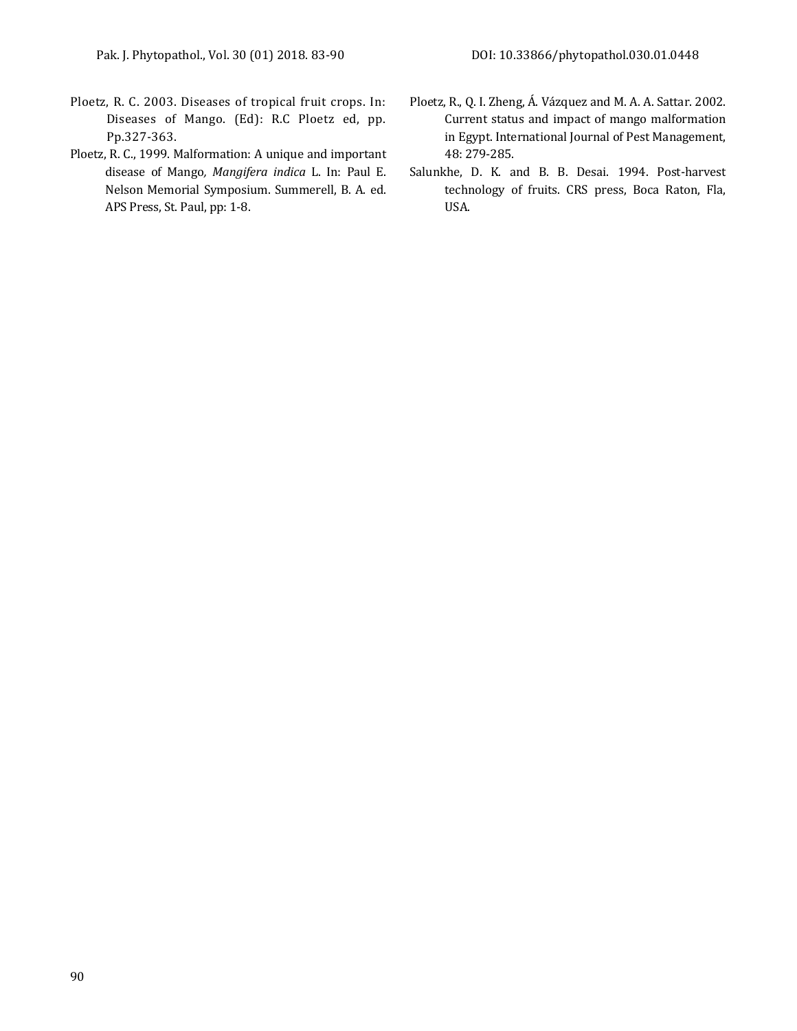Ploetz, R. C. 2003. Diseases of tropical fruit crops. In: Diseases of Mango. (Ed): R.C Ploetz ed, pp. Pp.327-363.

Ploetz, R. C., 1999. Malformation: A unique and important disease of Mango, *Mangifera indica* L. In: Paul E. Nelson Memorial Symposium. Summerell, B. A. ed. APS Press, St. Paul, pp: 1-8.

Ploetz, R., Q. I. Zheng, Á. Vázquez and M. A. A. Sattar. 2002. Current status and impact of mango malformation in Egypt. International Journal of Pest Management, 48: 279-285.

Salunkhe, D. K. and B. B. Desai. 1994. Post-harvest technology of fruits. CRS press, Boca Raton, Fla, USA.